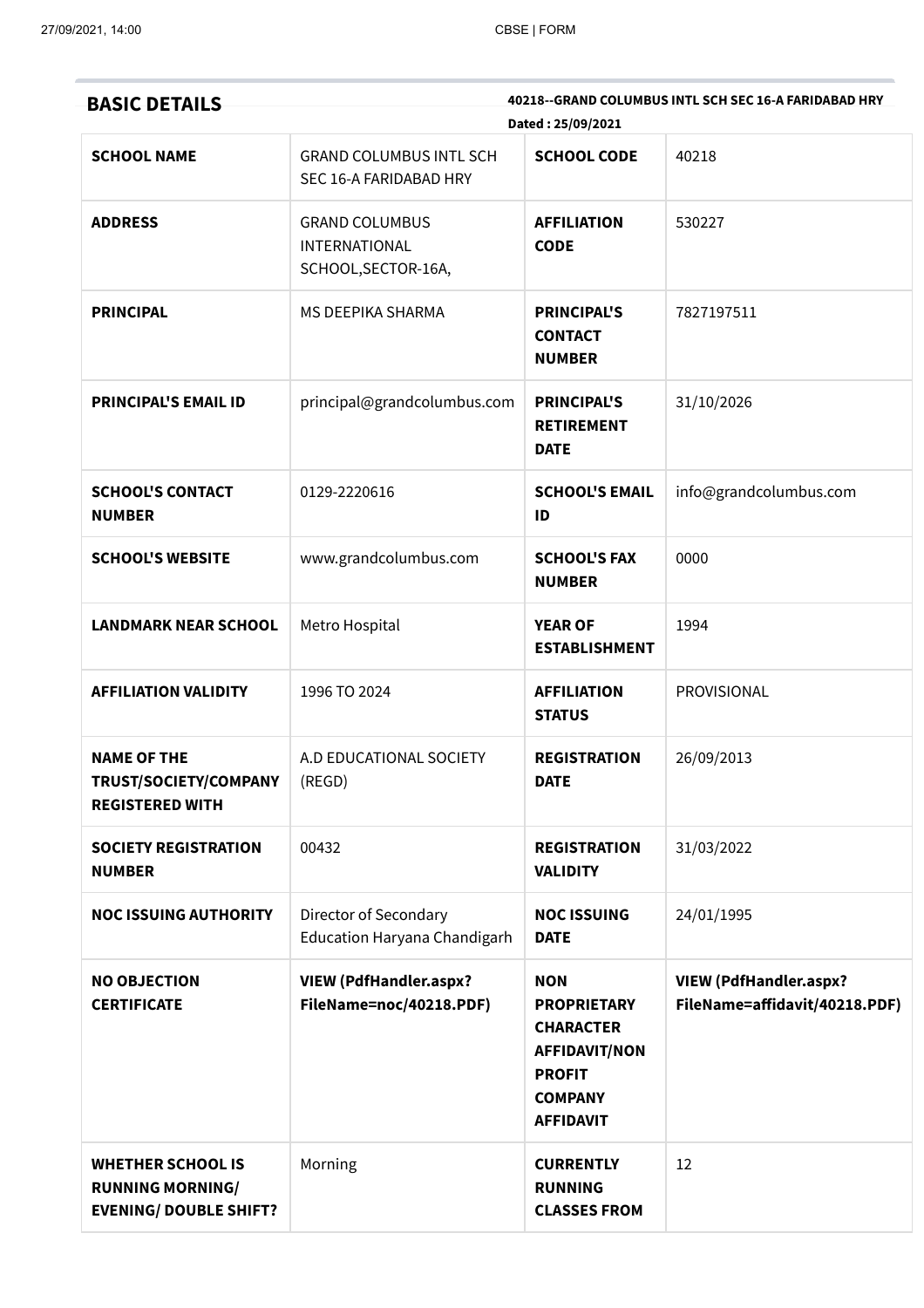## BASIC DETAILS

**40218--GRAND COLUMBUS INTL SCH SEC 16-A FARIDABAD HRY**

**Dated : 25/09/2021**

| | | | |
|---|---|---|---|
| **SCHOOL NAME** | GRAND COLUMBUS INTL SCH SEC 16-A FARIDABAD HRY | **SCHOOL CODE** | 40218 |
| **ADDRESS** | GRAND COLUMBUS INTERNATIONAL SCHOOL,SECTOR-16A, | **AFFILIATION CODE** | 530227 |
| **PRINCIPAL** | MS DEEPIKA SHARMA | **PRINCIPAL'S CONTACT NUMBER** | 7827197511 |
| **PRINCIPAL'S EMAIL ID** | principal@grandcolumbus.com | **PRINCIPAL'S RETIREMENT DATE** | 31/10/2026 |
| **SCHOOL'S CONTACT NUMBER** | 0129-2220616 | **SCHOOL'S EMAIL ID** | info@grandcolumbus.com |
| **SCHOOL'S WEBSITE** | www.grandcolumbus.com | **SCHOOL'S FAX NUMBER** | 0000 |
| **LANDMARK NEAR SCHOOL** | Metro Hospital | **YEAR OF ESTABLISHMENT** | 1994 |
| **AFFILIATION VALIDITY** | 1996 TO 2024 | **AFFILIATION STATUS** | PROVISIONAL |
| **NAME OF THE TRUST/SOCIETY/COMPANY REGISTERED WITH** | A.D EDUCATIONAL SOCIETY (REGD) | **REGISTRATION DATE** | 26/09/2013 |
| **SOCIETY REGISTRATION NUMBER** | 00432 | **REGISTRATION VALIDITY** | 31/03/2022 |
| **NOC ISSUING AUTHORITY** | Director of Secondary Education Haryana Chandigarh | **NOC ISSUING DATE** | 24/01/1995 |
| **NO OBJECTION CERTIFICATE** | **VIEW (PdfHandler.aspx?FileName=noc/40218.PDF)** | **NON PROPRIETARY CHARACTER AFFIDAVIT/NON PROFIT COMPANY AFFIDAVIT** | **VIEW (PdfHandler.aspx?FileName=affidavit/40218.PDF)** |
| **WHETHER SCHOOL IS RUNNING MORNING/ EVENING/ DOUBLE SHIFT?** | Morning | **CURRENTLY RUNNING CLASSES FROM** | 12 |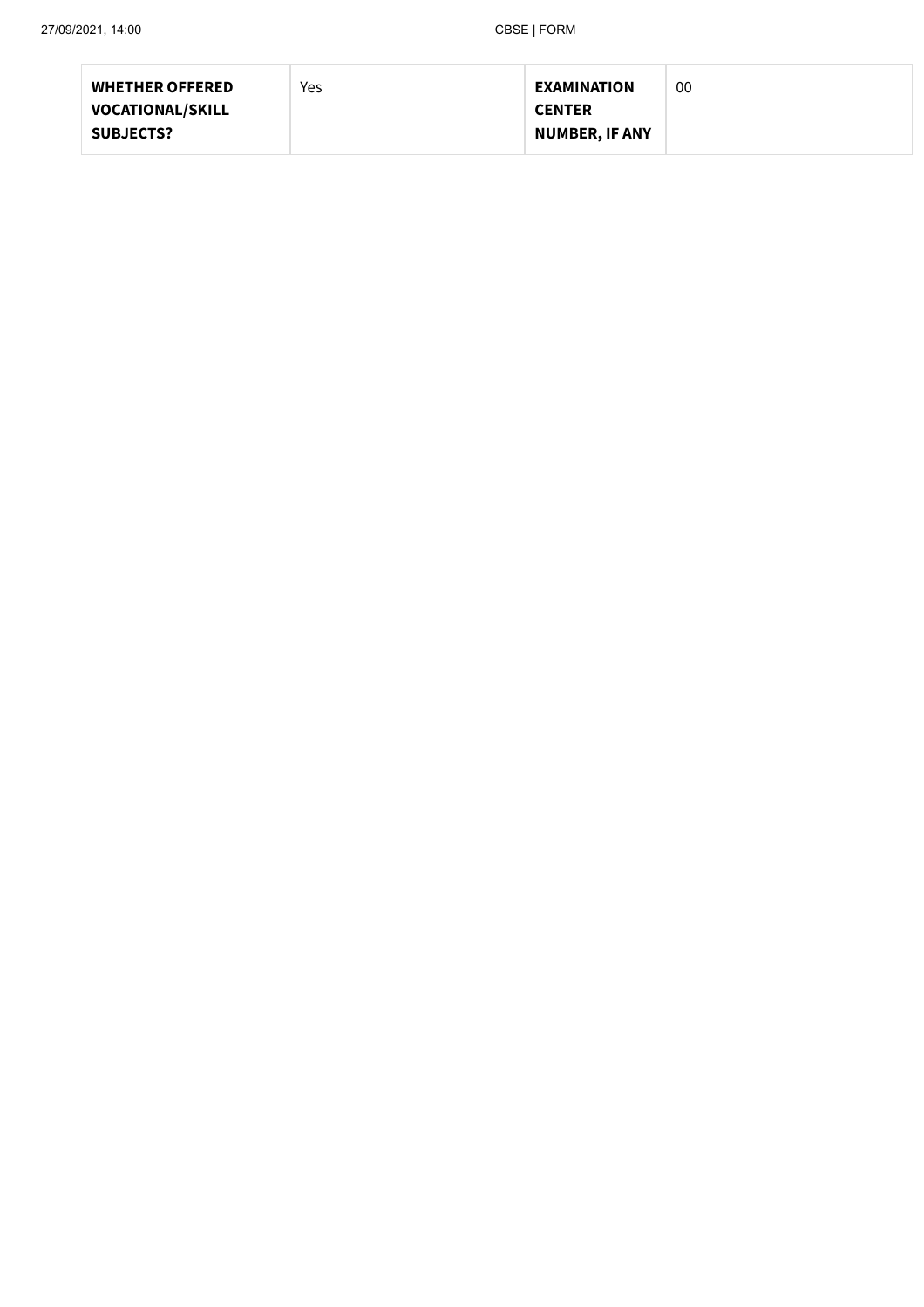| WHETHER OFFERED VOCATIONAL/SKILL SUBJECTS? | Yes | EXAMINATION CENTER NUMBER, IF ANY | 00 |
|---|---|---|---|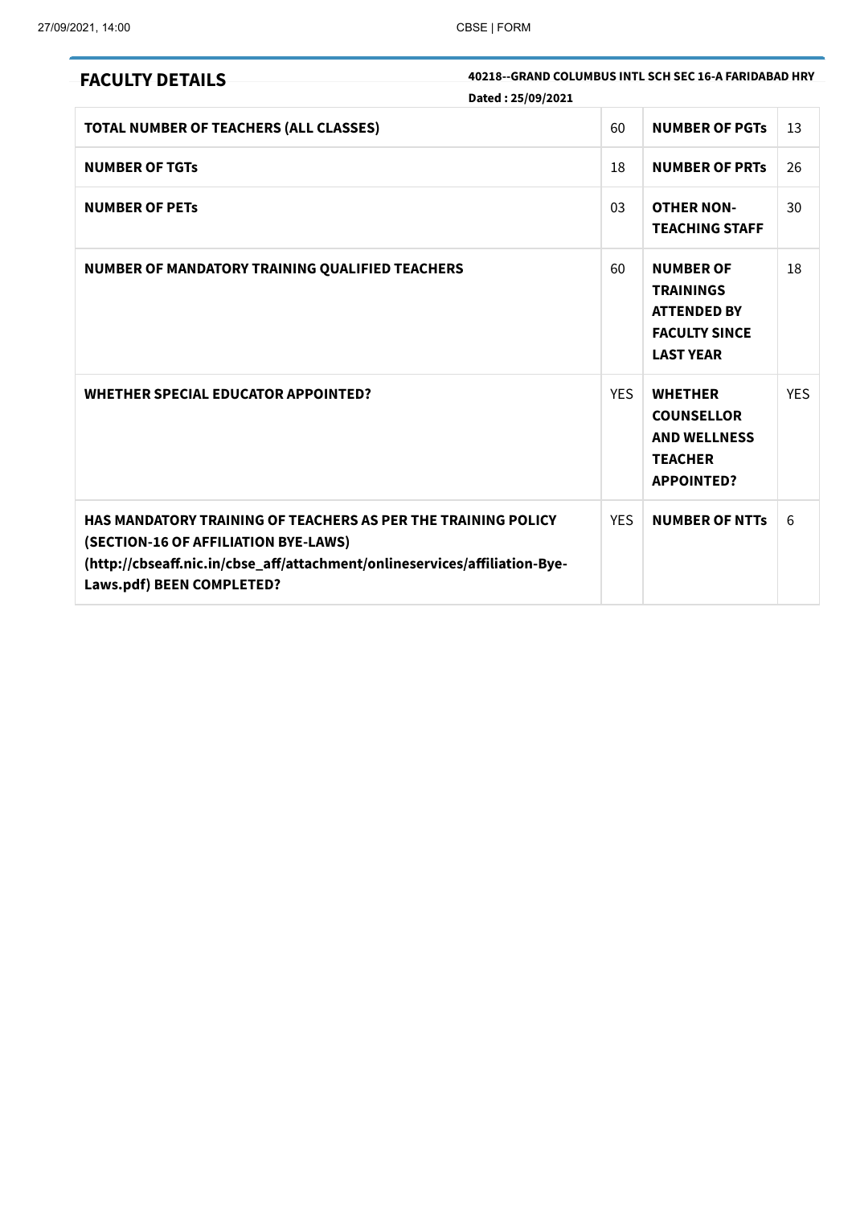## FACULTY DETAILS

**40218--GRAND COLUMBUS INTL SCH SEC 16-A FARIDABAD HRY**

**Dated : 25/09/2021**

| | | | |
|---|---|---|---|
| **TOTAL NUMBER OF TEACHERS (ALL CLASSES)** | 60 | **NUMBER OF PGTs** | 13 |
| **NUMBER OF TGTs** | 18 | **NUMBER OF PRTs** | 26 |
| **NUMBER OF PETs** | 03 | **OTHER NON-TEACHING STAFF** | 30 |
| **NUMBER OF MANDATORY TRAINING QUALIFIED TEACHERS** | 60 | **NUMBER OF TRAININGS ATTENDED BY FACULTY SINCE LAST YEAR** | 18 |
| **WHETHER SPECIAL EDUCATOR APPOINTED?** | YES | **WHETHER COUNSELLOR AND WELLNESS TEACHER APPOINTED?** | YES |
| **HAS MANDATORY TRAINING OF TEACHERS AS PER THE TRAINING POLICY (SECTION-16 OF AFFILIATION BYE-LAWS) (http://cbseaff.nic.in/cbse_aff/attachment/onlineservices/affiliation-Bye-Laws.pdf) BEEN COMPLETED?** | YES | **NUMBER OF NTTs** | 6 |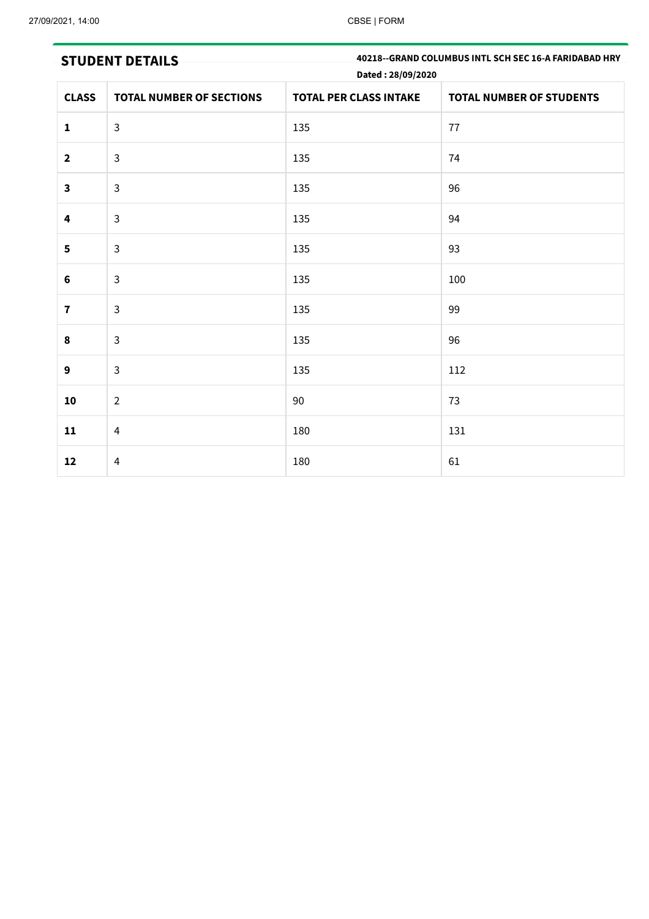## STUDENT DETAILS

**40218--GRAND COLUMBUS INTL SCH SEC 16-A FARIDABAD HRY**

**Dated : 28/09/2020**

| CLASS | TOTAL NUMBER OF SECTIONS | TOTAL PER CLASS INTAKE | TOTAL NUMBER OF STUDENTS |
|---|---|---|---|
| **1** | 3 | 135 | 77 |
| **2** | 3 | 135 | 74 |
| **3** | 3 | 135 | 96 |
| **4** | 3 | 135 | 94 |
| **5** | 3 | 135 | 93 |
| **6** | 3 | 135 | 100 |
| **7** | 3 | 135 | 99 |
| **8** | 3 | 135 | 96 |
| **9** | 3 | 135 | 112 |
| **10** | 2 | 90 | 73 |
| **11** | 4 | 180 | 131 |
| **12** | 4 | 180 | 61 |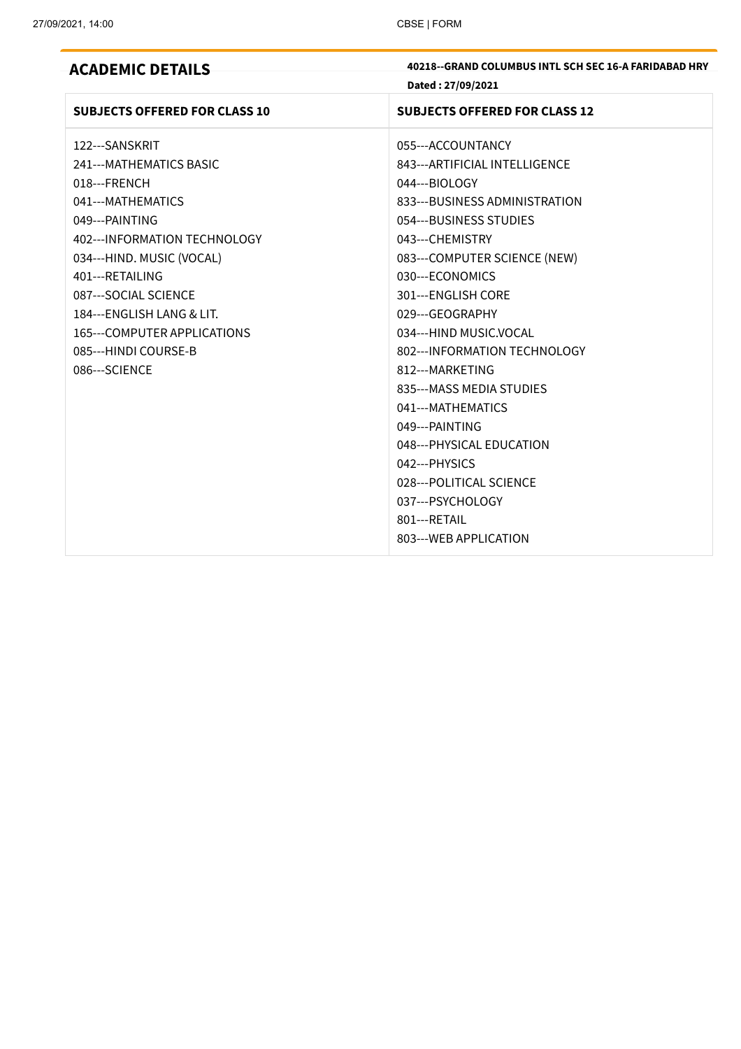## ACADEMIC DETAILS

**40218--GRAND COLUMBUS INTL SCH SEC 16-A FARIDABAD HRY**

**Dated : 27/09/2021**

| SUBJECTS OFFERED FOR CLASS 10 | SUBJECTS OFFERED FOR CLASS 12 |
|---|---|
| 122---SANSKRIT | 055---ACCOUNTANCY |
| 241---MATHEMATICS BASIC | 843---ARTIFICIAL INTELLIGENCE |
| 018---FRENCH | 044---BIOLOGY |
| 041---MATHEMATICS | 833---BUSINESS ADMINISTRATION |
| 049---PAINTING | 054---BUSINESS STUDIES |
| 402---INFORMATION TECHNOLOGY | 043---CHEMISTRY |
| 034---HIND. MUSIC (VOCAL) | 083---COMPUTER SCIENCE (NEW) |
| 401---RETAILING | 030---ECONOMICS |
| 087---SOCIAL SCIENCE | 301---ENGLISH CORE |
| 184---ENGLISH LANG & LIT. | 029---GEOGRAPHY |
| 165---COMPUTER APPLICATIONS | 034---HIND MUSIC.VOCAL |
| 085---HINDI COURSE-B | 802---INFORMATION TECHNOLOGY |
| 086---SCIENCE | 812---MARKETING |
| | 835---MASS MEDIA STUDIES |
| | 041---MATHEMATICS |
| | 049---PAINTING |
| | 048---PHYSICAL EDUCATION |
| | 042---PHYSICS |
| | 028---POLITICAL SCIENCE |
| | 037---PSYCHOLOGY |
| | 801---RETAIL |
| | 803---WEB APPLICATION |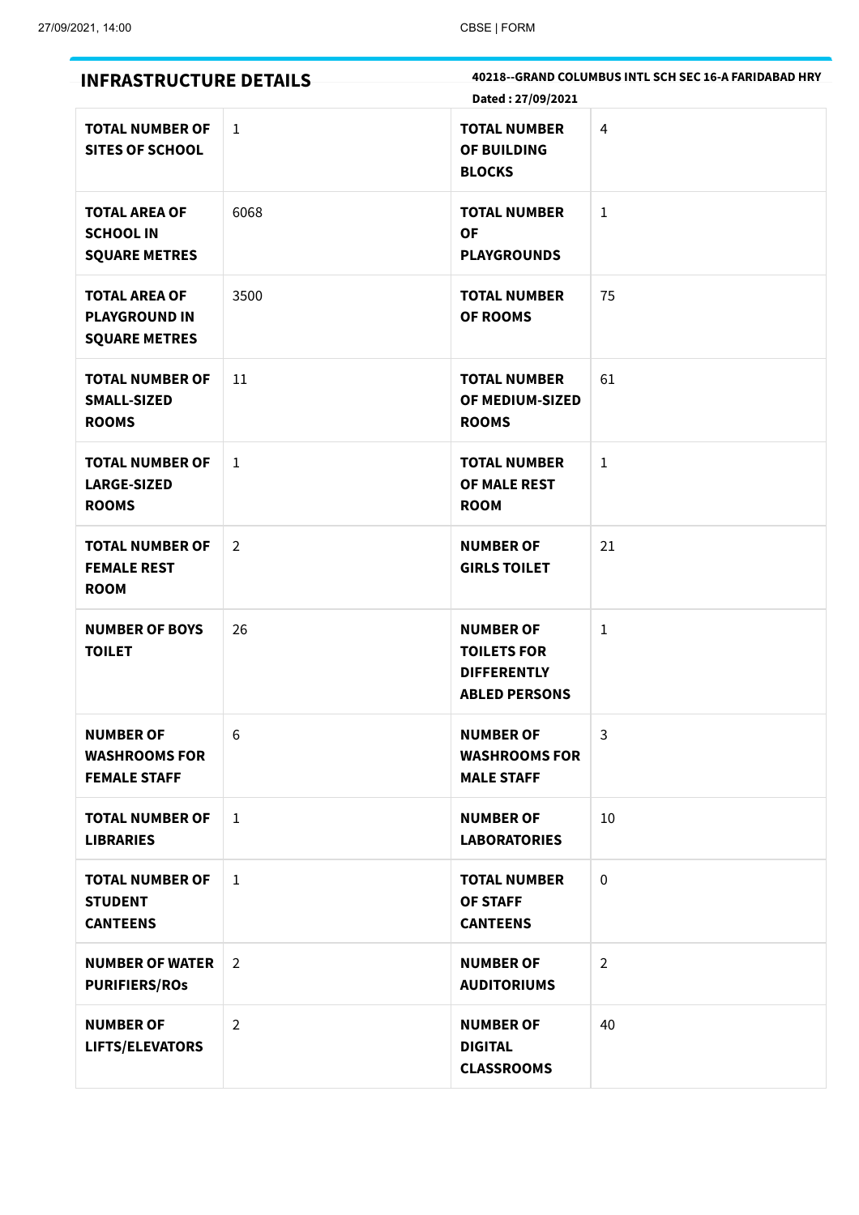## INFRASTRUCTURE DETAILS

**40218--GRAND COLUMBUS INTL SCH SEC 16-A FARIDABAD HRY**

**Dated : 27/09/2021**

| | | | |
|---|---|---|---|
| **TOTAL NUMBER OF SITES OF SCHOOL** | 1 | **TOTAL NUMBER OF BUILDING BLOCKS** | 4 |
| **TOTAL AREA OF SCHOOL IN SQUARE METRES** | 6068 | **TOTAL NUMBER OF PLAYGROUNDS** | 1 |
| **TOTAL AREA OF PLAYGROUND IN SQUARE METRES** | 3500 | **TOTAL NUMBER OF ROOMS** | 75 |
| **TOTAL NUMBER OF SMALL-SIZED ROOMS** | 11 | **TOTAL NUMBER OF MEDIUM-SIZED ROOMS** | 61 |
| **TOTAL NUMBER OF LARGE-SIZED ROOMS** | 1 | **TOTAL NUMBER OF MALE REST ROOM** | 1 |
| **TOTAL NUMBER OF FEMALE REST ROOM** | 2 | **NUMBER OF GIRLS TOILET** | 21 |
| **NUMBER OF BOYS TOILET** | 26 | **NUMBER OF TOILETS FOR DIFFERENTLY ABLED PERSONS** | 1 |
| **NUMBER OF WASHROOMS FOR FEMALE STAFF** | 6 | **NUMBER OF WASHROOMS FOR MALE STAFF** | 3 |
| **TOTAL NUMBER OF LIBRARIES** | 1 | **NUMBER OF LABORATORIES** | 10 |
| **TOTAL NUMBER OF STUDENT CANTEENS** | 1 | **TOTAL NUMBER OF STAFF CANTEENS** | 0 |
| **NUMBER OF WATER PURIFIERS/ROs** | 2 | **NUMBER OF AUDITORIUMS** | 2 |
| **NUMBER OF LIFTS/ELEVATORS** | 2 | **NUMBER OF DIGITAL CLASSROOMS** | 40 |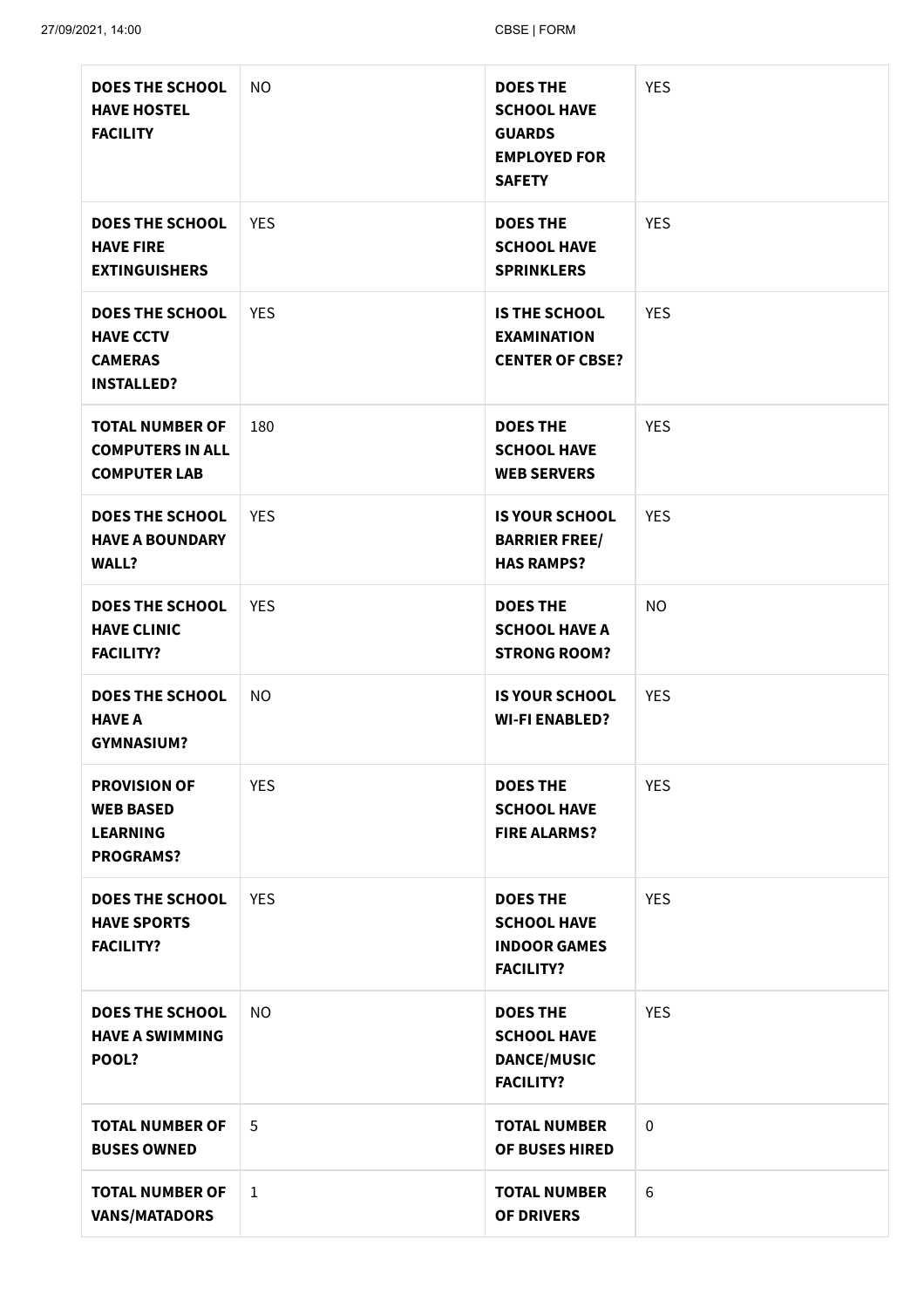| | | | |
|---|---|---|---|
| **DOES THE SCHOOL HAVE HOSTEL FACILITY** | NO | **DOES THE SCHOOL HAVE GUARDS EMPLOYED FOR SAFETY** | YES |
| **DOES THE SCHOOL HAVE FIRE EXTINGUISHERS** | YES | **DOES THE SCHOOL HAVE SPRINKLERS** | YES |
| **DOES THE SCHOOL HAVE CCTV CAMERAS INSTALLED?** | YES | **IS THE SCHOOL EXAMINATION CENTER OF CBSE?** | YES |
| **TOTAL NUMBER OF COMPUTERS IN ALL COMPUTER LAB** | 180 | **DOES THE SCHOOL HAVE WEB SERVERS** | YES |
| **DOES THE SCHOOL HAVE A BOUNDARY WALL?** | YES | **IS YOUR SCHOOL BARRIER FREE/ HAS RAMPS?** | YES |
| **DOES THE SCHOOL HAVE CLINIC FACILITY?** | YES | **DOES THE SCHOOL HAVE A STRONG ROOM?** | NO |
| **DOES THE SCHOOL HAVE A GYMNASIUM?** | NO | **IS YOUR SCHOOL WI-FI ENABLED?** | YES |
| **PROVISION OF WEB BASED LEARNING PROGRAMS?** | YES | **DOES THE SCHOOL HAVE FIRE ALARMS?** | YES |
| **DOES THE SCHOOL HAVE SPORTS FACILITY?** | YES | **DOES THE SCHOOL HAVE INDOOR GAMES FACILITY?** | YES |
| **DOES THE SCHOOL HAVE A SWIMMING POOL?** | NO | **DOES THE SCHOOL HAVE DANCE/MUSIC FACILITY?** | YES |
| **TOTAL NUMBER OF BUSES OWNED** | 5 | **TOTAL NUMBER OF BUSES HIRED** | 0 |
| **TOTAL NUMBER OF VANS/MATADORS** | 1 | **TOTAL NUMBER OF DRIVERS** | 6 |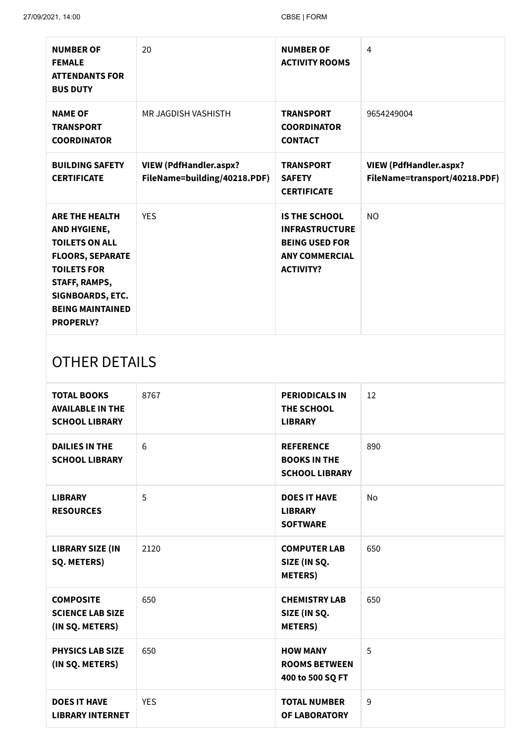| NUMBER OF FEMALE ATTENDANTS FOR BUS DUTY | 20 | NUMBER OF ACTIVITY ROOMS | 4 |
|---|---|---|---|
| NAME OF TRANSPORT COORDINATOR | MR JAGDISH VASHISTH | TRANSPORT COORDINATOR CONTACT | 9654249004 |
| BUILDING SAFETY CERTIFICATE | VIEW (PdfHandler.aspx?FileName=building/40218.PDF) | TRANSPORT SAFETY CERTIFICATE | VIEW (PdfHandler.aspx?FileName=transport/40218.PDF) |
| ARE THE HEALTH AND HYGIENE, TOILETS ON ALL FLOORS, SEPARATE TOILETS FOR STAFF, RAMPS, SIGNBOARDS, ETC. BEING MAINTAINED PROPERLY? | YES | IS THE SCHOOL INFRASTRUCTURE BEING USED FOR ANY COMMERCIAL ACTIVITY? | NO |

## OTHER DETAILS

| TOTAL BOOKS AVAILABLE IN THE SCHOOL LIBRARY | 8767 | PERIODICALS IN THE SCHOOL LIBRARY | 12 |
|---|---|---|---|
| DAILIES IN THE SCHOOL LIBRARY | 6 | REFERENCE BOOKS IN THE SCHOOL LIBRARY | 890 |
| LIBRARY RESOURCES | 5 | DOES IT HAVE LIBRARY SOFTWARE | No |
| LIBRARY SIZE (IN SQ. METERS) | 2120 | COMPUTER LAB SIZE (IN SQ. METERS) | 650 |
| COMPOSITE SCIENCE LAB SIZE (IN SQ. METERS) | 650 | CHEMISTRY LAB SIZE (IN SQ. METERS) | 650 |
| PHYSICS LAB SIZE (IN SQ. METERS) | 650 | HOW MANY ROOMS BETWEEN 400 to 500 SQ FT | 5 |
| DOES IT HAVE LIBRARY INTERNET | YES | TOTAL NUMBER OF LABORATORY | 9 |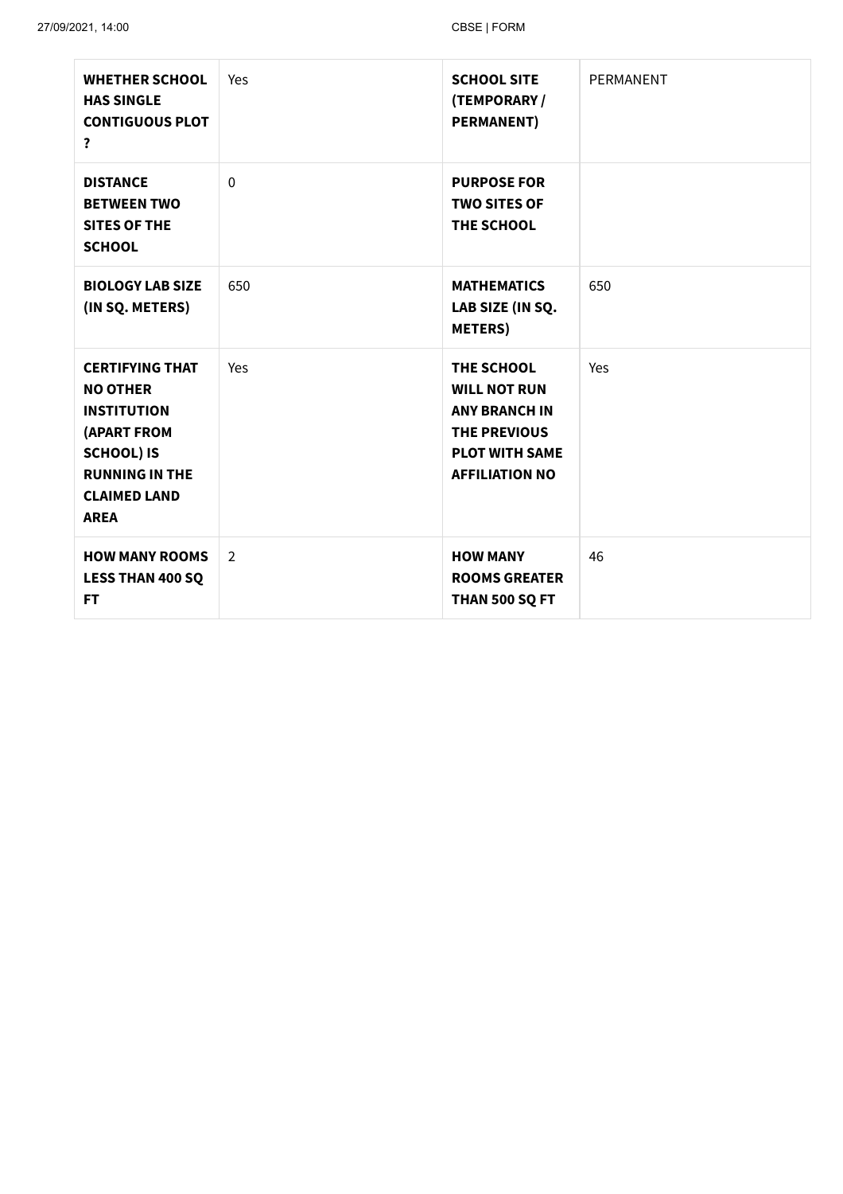| **WHETHER SCHOOL HAS SINGLE CONTIGUOUS PLOT ?** | Yes | **SCHOOL SITE (TEMPORARY / PERMANENT)** | PERMANENT |
|---|---|---|---|
| **DISTANCE BETWEEN TWO SITES OF THE SCHOOL** | 0 | **PURPOSE FOR TWO SITES OF THE SCHOOL** | |
| **BIOLOGY LAB SIZE (IN SQ. METERS)** | 650 | **MATHEMATICS LAB SIZE (IN SQ. METERS)** | 650 |
| **CERTIFYING THAT NO OTHER INSTITUTION (APART FROM SCHOOL) IS RUNNING IN THE CLAIMED LAND AREA** | Yes | **THE SCHOOL WILL NOT RUN ANY BRANCH IN THE PREVIOUS PLOT WITH SAME AFFILIATION NO** | Yes |
| **HOW MANY ROOMS LESS THAN 400 SQ FT** | 2 | **HOW MANY ROOMS GREATER THAN 500 SQ FT** | 46 |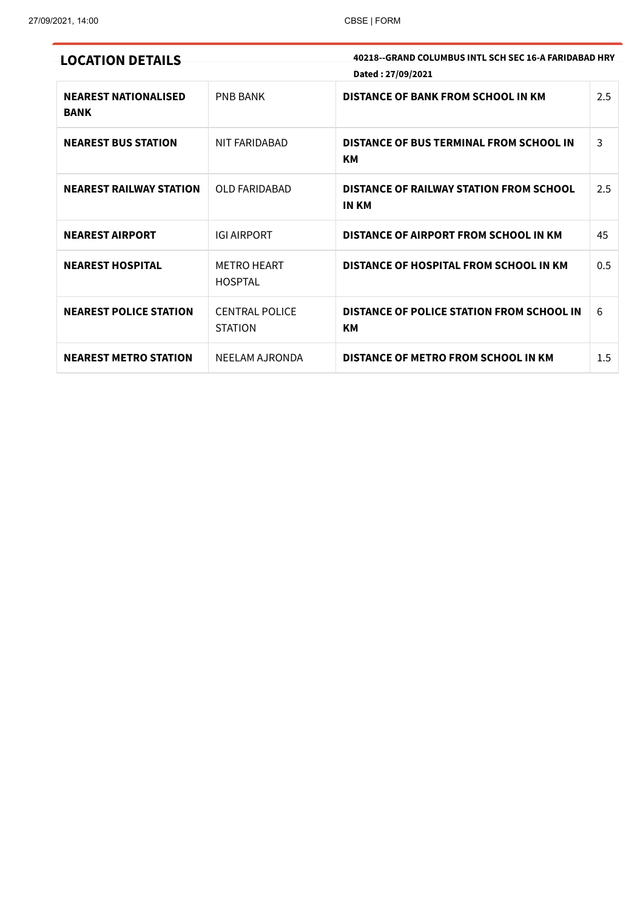## LOCATION DETAILS

**40218--GRAND COLUMBUS INTL SCH SEC 16-A FARIDABAD HRY**

**Dated : 27/09/2021**

| | | | |
|---|---|---|---|
| **NEAREST NATIONALISED BANK** | PNB BANK | **DISTANCE OF BANK FROM SCHOOL IN KM** | 2.5 |
| **NEAREST BUS STATION** | NIT FARIDABAD | **DISTANCE OF BUS TERMINAL FROM SCHOOL IN KM** | 3 |
| **NEAREST RAILWAY STATION** | OLD FARIDABAD | **DISTANCE OF RAILWAY STATION FROM SCHOOL IN KM** | 2.5 |
| **NEAREST AIRPORT** | IGI AIRPORT | **DISTANCE OF AIRPORT FROM SCHOOL IN KM** | 45 |
| **NEAREST HOSPITAL** | METRO HEART HOSPTAL | **DISTANCE OF HOSPITAL FROM SCHOOL IN KM** | 0.5 |
| **NEAREST POLICE STATION** | CENTRAL POLICE STATION | **DISTANCE OF POLICE STATION FROM SCHOOL IN KM** | 6 |
| **NEAREST METRO STATION** | NEELAM AJRONDA | **DISTANCE OF METRO FROM SCHOOL IN KM** | 1.5 |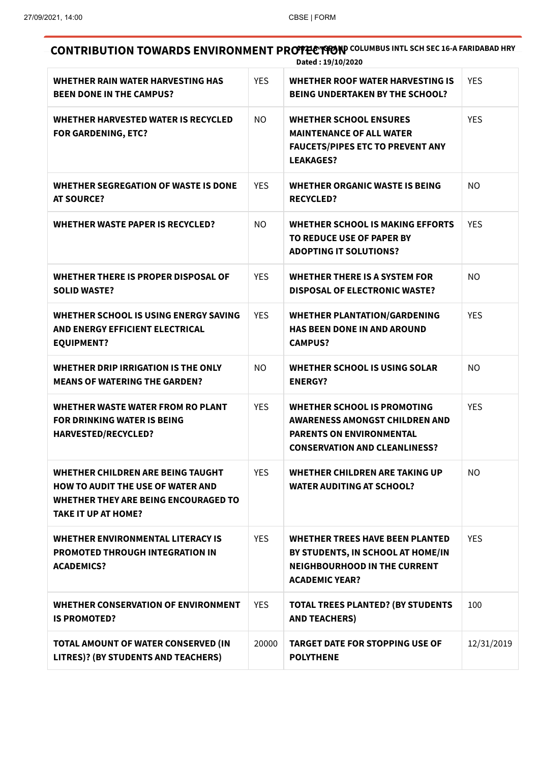## CONTRIBUTION TOWARDS ENVIRONMENT PROTECTION

**40218-GRAND COLUMBUS INTL SCH SEC 16-A FARIDABAD HRY**
**Dated : 19/10/2020**

| | | | |
|---|---|---|---|
| **WHETHER RAIN WATER HARVESTING HAS BEEN DONE IN THE CAMPUS?** | YES | **WHETHER ROOF WATER HARVESTING IS BEING UNDERTAKEN BY THE SCHOOL?** | YES |
| **WHETHER HARVESTED WATER IS RECYCLED FOR GARDENING, ETC?** | NO | **WHETHER SCHOOL ENSURES MAINTENANCE OF ALL WATER FAUCETS/PIPES ETC TO PREVENT ANY LEAKAGES?** | YES |
| **WHETHER SEGREGATION OF WASTE IS DONE AT SOURCE?** | YES | **WHETHER ORGANIC WASTE IS BEING RECYCLED?** | NO |
| **WHETHER WASTE PAPER IS RECYCLED?** | NO | **WHETHER SCHOOL IS MAKING EFFORTS TO REDUCE USE OF PAPER BY ADOPTING IT SOLUTIONS?** | YES |
| **WHETHER THERE IS PROPER DISPOSAL OF SOLID WASTE?** | YES | **WHETHER THERE IS A SYSTEM FOR DISPOSAL OF ELECTRONIC WASTE?** | NO |
| **WHETHER SCHOOL IS USING ENERGY SAVING AND ENERGY EFFICIENT ELECTRICAL EQUIPMENT?** | YES | **WHETHER PLANTATION/GARDENING HAS BEEN DONE IN AND AROUND CAMPUS?** | YES |
| **WHETHER DRIP IRRIGATION IS THE ONLY MEANS OF WATERING THE GARDEN?** | NO | **WHETHER SCHOOL IS USING SOLAR ENERGY?** | NO |
| **WHETHER WASTE WATER FROM RO PLANT FOR DRINKING WATER IS BEING HARVESTED/RECYCLED?** | YES | **WHETHER SCHOOL IS PROMOTING AWARENESS AMONGST CHILDREN AND PARENTS ON ENVIRONMENTAL CONSERVATION AND CLEANLINESS?** | YES |
| **WHETHER CHILDREN ARE BEING TAUGHT HOW TO AUDIT THE USE OF WATER AND WHETHER THEY ARE BEING ENCOURAGED TO TAKE IT UP AT HOME?** | YES | **WHETHER CHILDREN ARE TAKING UP WATER AUDITING AT SCHOOL?** | NO |
| **WHETHER ENVIRONMENTAL LITERACY IS PROMOTED THROUGH INTEGRATION IN ACADEMICS?** | YES | **WHETHER TREES HAVE BEEN PLANTED BY STUDENTS, IN SCHOOL AT HOME/IN NEIGHBOURHOOD IN THE CURRENT ACADEMIC YEAR?** | YES |
| **WHETHER CONSERVATION OF ENVIRONMENT IS PROMOTED?** | YES | **TOTAL TREES PLANTED? (BY STUDENTS AND TEACHERS)** | 100 |
| **TOTAL AMOUNT OF WATER CONSERVED (IN LITRES)? (BY STUDENTS AND TEACHERS)** | 20000 | **TARGET DATE FOR STOPPING USE OF POLYTHENE** | 12/31/2019 |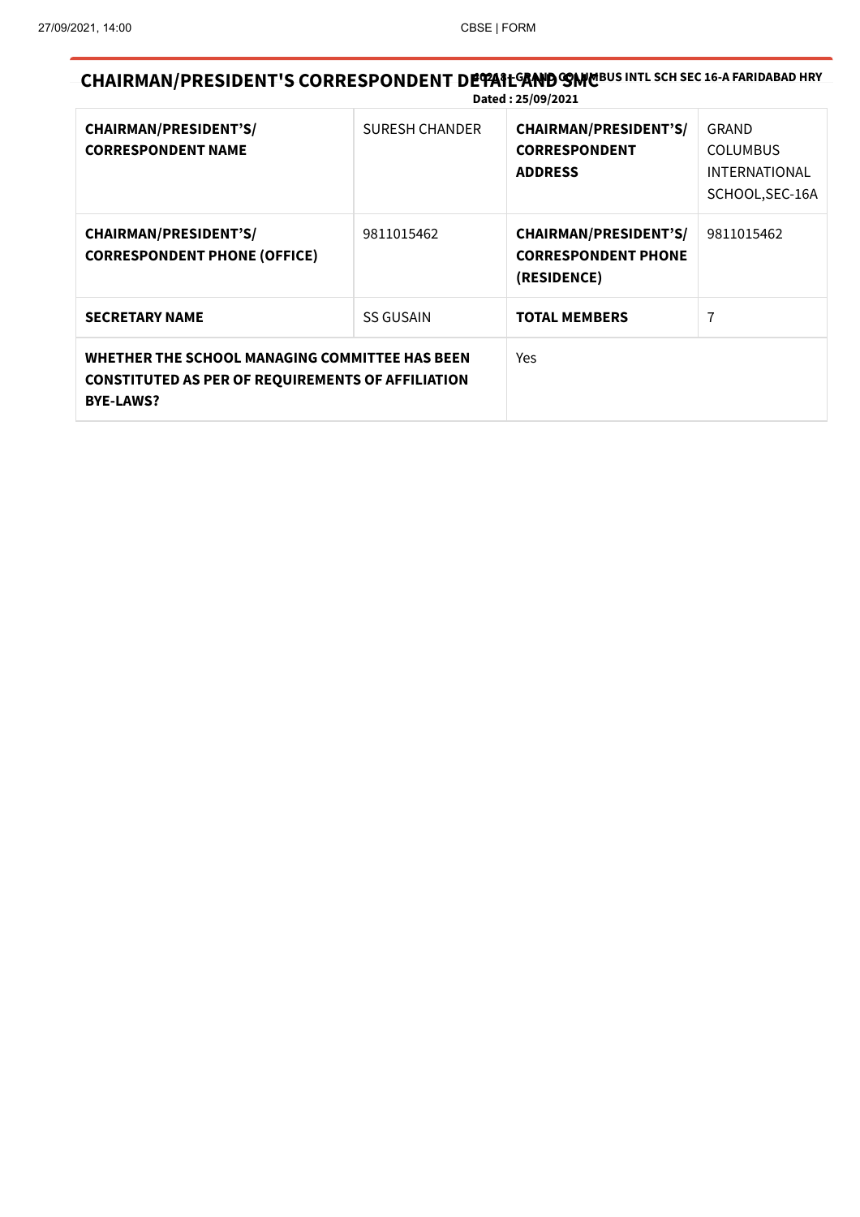# CHAIRMAN/PRESIDENT'S CORRESPONDENT DETAIL AND SMC

**60248-GRAND COLUMBUS INTL SCH SEC 16-A FARIDABAD HRY**

**Dated : 25/09/2021**

| | | | |
|---|---|---|---|
| **CHAIRMAN/PRESIDENT'S/ CORRESPONDENT NAME** | SURESH CHANDER | **CHAIRMAN/PRESIDENT'S/ CORRESPONDENT ADDRESS** | GRAND COLUMBUS INTERNATIONAL SCHOOL,SEC-16A |
| **CHAIRMAN/PRESIDENT'S/ CORRESPONDENT PHONE (OFFICE)** | 9811015462 | **CHAIRMAN/PRESIDENT'S/ CORRESPONDENT PHONE (RESIDENCE)** | 9811015462 |
| **SECRETARY NAME** | SS GUSAIN | **TOTAL MEMBERS** | 7 |
| **WHETHER THE SCHOOL MANAGING COMMITTEE HAS BEEN CONSTITUTED AS PER OF REQUIREMENTS OF AFFILIATION BYE-LAWS?** | | Yes | |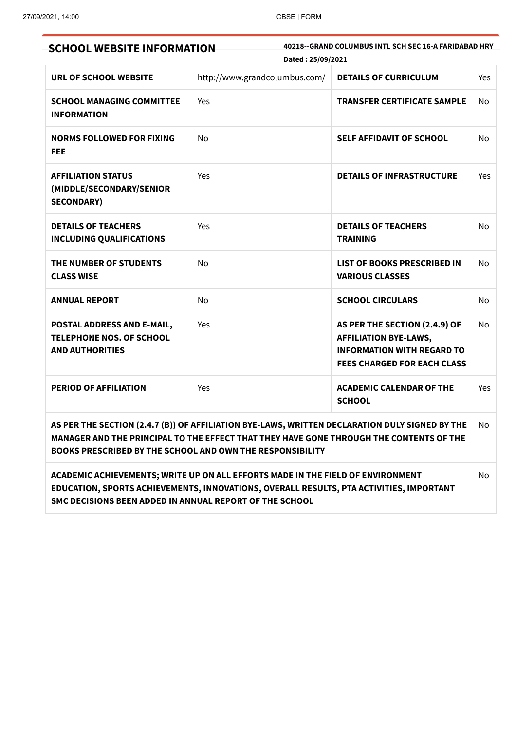## SCHOOL WEBSITE INFORMATION

**40218--GRAND COLUMBUS INTL SCH SEC 16-A FARIDABAD HRY**

**Dated : 25/09/2021**

| | | | |
|---|---|---|---|
| **URL OF SCHOOL WEBSITE** | http://www.grandcolumbus.com/ | **DETAILS OF CURRICULUM** | Yes |
| **SCHOOL MANAGING COMMITTEE INFORMATION** | Yes | **TRANSFER CERTIFICATE SAMPLE** | No |
| **NORMS FOLLOWED FOR FIXING FEE** | No | **SELF AFFIDAVIT OF SCHOOL** | No |
| **AFFILIATION STATUS (MIDDLE/SECONDARY/SENIOR SECONDARY)** | Yes | **DETAILS OF INFRASTRUCTURE** | Yes |
| **DETAILS OF TEACHERS INCLUDING QUALIFICATIONS** | Yes | **DETAILS OF TEACHERS TRAINING** | No |
| **THE NUMBER OF STUDENTS CLASS WISE** | No | **LIST OF BOOKS PRESCRIBED IN VARIOUS CLASSES** | No |
| **ANNUAL REPORT** | No | **SCHOOL CIRCULARS** | No |
| **POSTAL ADDRESS AND E-MAIL, TELEPHONE NOS. OF SCHOOL AND AUTHORITIES** | Yes | **AS PER THE SECTION (2.4.9) OF AFFILIATION BYE-LAWS, INFORMATION WITH REGARD TO FEES CHARGED FOR EACH CLASS** | No |
| **PERIOD OF AFFILIATION** | Yes | **ACADEMIC CALENDAR OF THE SCHOOL** | Yes |

| | |
|---|---|
| **AS PER THE SECTION (2.4.7 (B)) OF AFFILIATION BYE-LAWS, WRITTEN DECLARATION DULY SIGNED BY THE MANAGER AND THE PRINCIPAL TO THE EFFECT THAT THEY HAVE GONE THROUGH THE CONTENTS OF THE BOOKS PRESCRIBED BY THE SCHOOL AND OWN THE RESPONSIBILITY** | No |
| **ACADEMIC ACHIEVEMENTS; WRITE UP ON ALL EFFORTS MADE IN THE FIELD OF ENVIRONMENT EDUCATION, SPORTS ACHIEVEMENTS, INNOVATIONS, OVERALL RESULTS, PTA ACTIVITIES, IMPORTANT SMC DECISIONS BEEN ADDED IN ANNUAL REPORT OF THE SCHOOL** | No |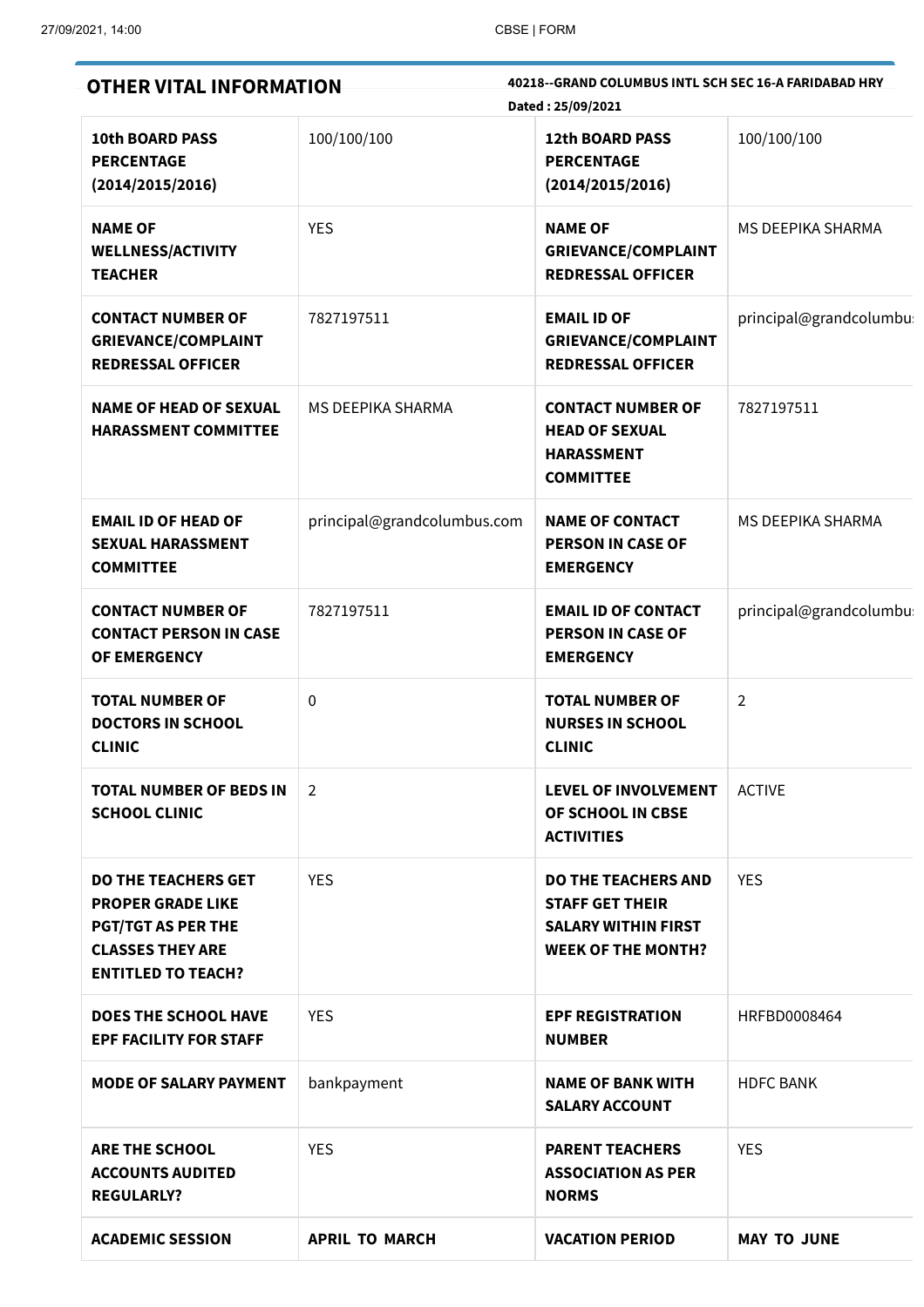## OTHER VITAL INFORMATION

**40218--GRAND COLUMBUS INTL SCH SEC 16-A FARIDABAD HRY**

**Dated : 25/09/2021**

| | | | |
|---|---|---|---|
| **10th BOARD PASS PERCENTAGE (2014/2015/2016)** | 100/100/100 | **12th BOARD PASS PERCENTAGE (2014/2015/2016)** | 100/100/100 |
| **NAME OF WELLNESS/ACTIVITY TEACHER** | YES | **NAME OF GRIEVANCE/COMPLAINT REDRESSAL OFFICER** | MS DEEPIKA SHARMA |
| **CONTACT NUMBER OF GRIEVANCE/COMPLAINT REDRESSAL OFFICER** | 7827197511 | **EMAIL ID OF GRIEVANCE/COMPLAINT REDRESSAL OFFICER** | principal@grandcolumbu |
| **NAME OF HEAD OF SEXUAL HARASSMENT COMMITTEE** | MS DEEPIKA SHARMA | **CONTACT NUMBER OF HEAD OF SEXUAL HARASSMENT COMMITTEE** | 7827197511 |
| **EMAIL ID OF HEAD OF SEXUAL HARASSMENT COMMITTEE** | principal@grandcolumbus.com | **NAME OF CONTACT PERSON IN CASE OF EMERGENCY** | MS DEEPIKA SHARMA |
| **CONTACT NUMBER OF CONTACT PERSON IN CASE OF EMERGENCY** | 7827197511 | **EMAIL ID OF CONTACT PERSON IN CASE OF EMERGENCY** | principal@grandcolumbu |
| **TOTAL NUMBER OF DOCTORS IN SCHOOL CLINIC** | 0 | **TOTAL NUMBER OF NURSES IN SCHOOL CLINIC** | 2 |
| **TOTAL NUMBER OF BEDS IN SCHOOL CLINIC** | 2 | **LEVEL OF INVOLVEMENT OF SCHOOL IN CBSE ACTIVITIES** | ACTIVE |
| **DO THE TEACHERS GET PROPER GRADE LIKE PGT/TGT AS PER THE CLASSES THEY ARE ENTITLED TO TEACH?** | YES | **DO THE TEACHERS AND STAFF GET THEIR SALARY WITHIN FIRST WEEK OF THE MONTH?** | YES |
| **DOES THE SCHOOL HAVE EPF FACILITY FOR STAFF** | YES | **EPF REGISTRATION NUMBER** | HRFBD0008464 |
| **MODE OF SALARY PAYMENT** | bankpayment | **NAME OF BANK WITH SALARY ACCOUNT** | HDFC BANK |
| **ARE THE SCHOOL ACCOUNTS AUDITED REGULARLY?** | YES | **PARENT TEACHERS ASSOCIATION AS PER NORMS** | YES |
| **ACADEMIC SESSION** | **APRIL TO MARCH** | **VACATION PERIOD** | **MAY TO JUNE** |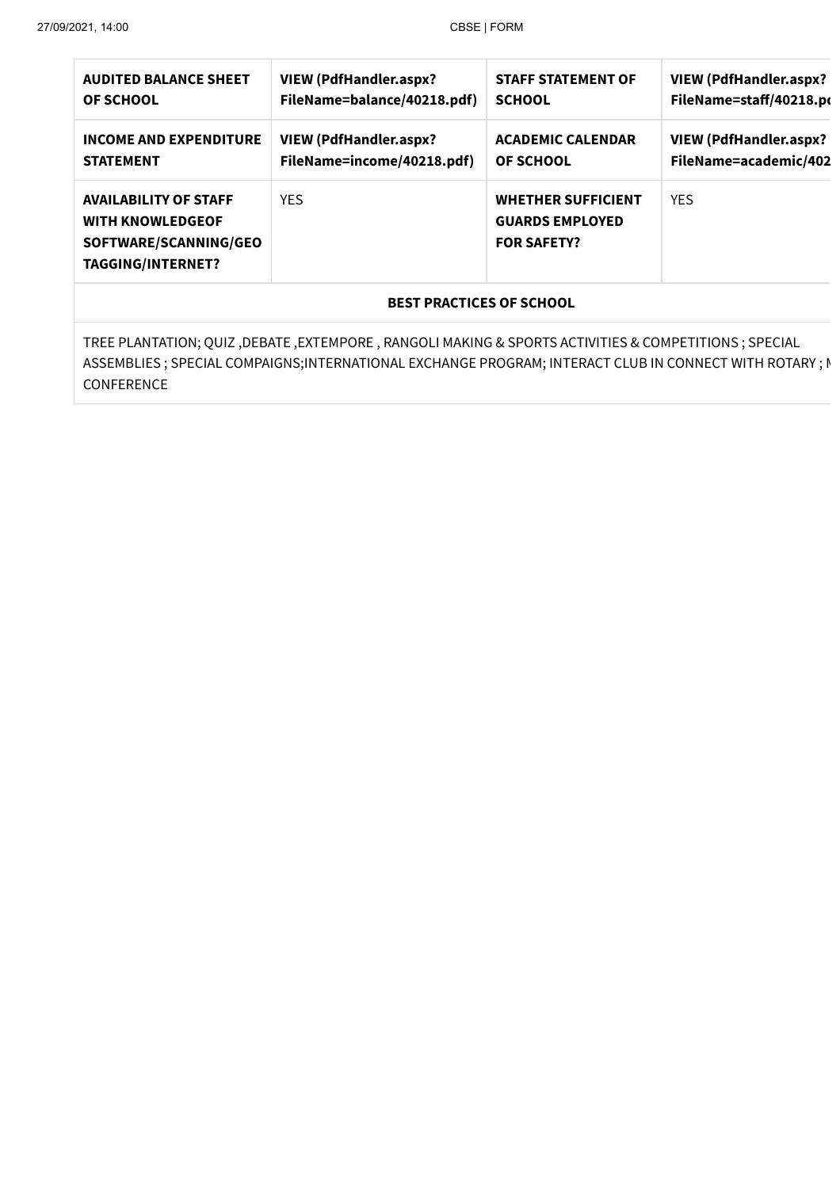| AUDITED BALANCE SHEET OF SCHOOL | VIEW (PdfHandler.aspx?FileName=balance/40218.pdf) | STAFF STATEMENT OF SCHOOL | VIEW (PdfHandler.aspx?FileName=staff/40218.pd |
|---|---|---|---|
| **INCOME AND EXPENDITURE STATEMENT** | **VIEW (PdfHandler.aspx?FileName=income/40218.pdf)** | **ACADEMIC CALENDAR OF SCHOOL** | **VIEW (PdfHandler.aspx?FileName=academic/402** |
| **AVAILABILITY OF STAFF WITH KNOWLEDGEOF SOFTWARE/SCANNING/GEO TAGGING/INTERNET?** | YES | **WHETHER SUFFICIENT GUARDS EMPLOYED FOR SAFETY?** | YES |

| BEST PRACTICES OF SCHOOL |
|---|
| TREE PLANTATION; QUIZ ,DEBATE ,EXTEMPORE , RANGOLI MAKING & SPORTS ACTIVITIES & COMPETITIONS ; SPECIAL ASSEMBLIES ; SPECIAL COMPAIGNS;INTERNATIONAL EXCHANGE PROGRAM; INTERACT CLUB IN CONNECT WITH ROTARY ; M CONFERENCE |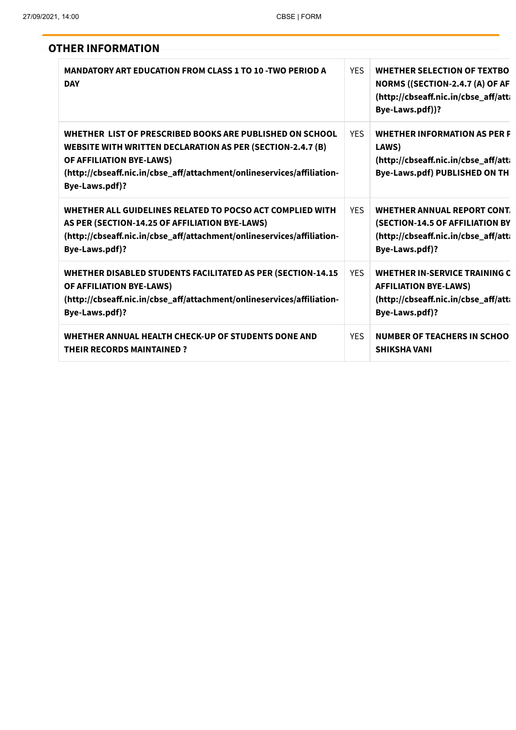## OTHER INFORMATION

| | | |
|---|---|---|
| **MANDATORY ART EDUCATION FROM CLASS 1 TO 10 -TWO PERIOD A DAY** | YES | **WHETHER SELECTION OF TEXTBO NORMS ((SECTION-2.4.7 (A) OF AF (http://cbseaff.nic.in/cbse_aff/att Bye-Laws.pdf))?** |
| **WHETHER LIST OF PRESCRIBED BOOKS ARE PUBLISHED ON SCHOOL WEBSITE WITH WRITTEN DECLARATION AS PER (SECTION-2.4.7 (B) OF AFFILIATION BYE-LAWS) (http://cbseaff.nic.in/cbse_aff/attachment/onlineservices/affiliation-Bye-Laws.pdf)?** | YES | **WHETHER INFORMATION AS PER F LAWS) (http://cbseaff.nic.in/cbse_aff/att Bye-Laws.pdf) PUBLISHED ON TH** |
| **WHETHER ALL GUIDELINES RELATED TO POCSO ACT COMPLIED WITH AS PER (SECTION-14.25 OF AFFILIATION BYE-LAWS) (http://cbseaff.nic.in/cbse_aff/attachment/onlineservices/affiliation-Bye-Laws.pdf)?** | YES | **WHETHER ANNUAL REPORT CONT (SECTION-14.5 OF AFFILIATION BY (http://cbseaff.nic.in/cbse_aff/att Bye-Laws.pdf)?** |
| **WHETHER DISABLED STUDENTS FACILITATED AS PER (SECTION-14.15 OF AFFILIATION BYE-LAWS) (http://cbseaff.nic.in/cbse_aff/attachment/onlineservices/affiliation-Bye-Laws.pdf)?** | YES | **WHETHER IN-SERVICE TRAINING C AFFILIATION BYE-LAWS) (http://cbseaff.nic.in/cbse_aff/att Bye-Laws.pdf)?** |
| **WHETHER ANNUAL HEALTH CHECK-UP OF STUDENTS DONE AND THEIR RECORDS MAINTAINED ?** | YES | **NUMBER OF TEACHERS IN SCHOO SHIKSHA VANI** |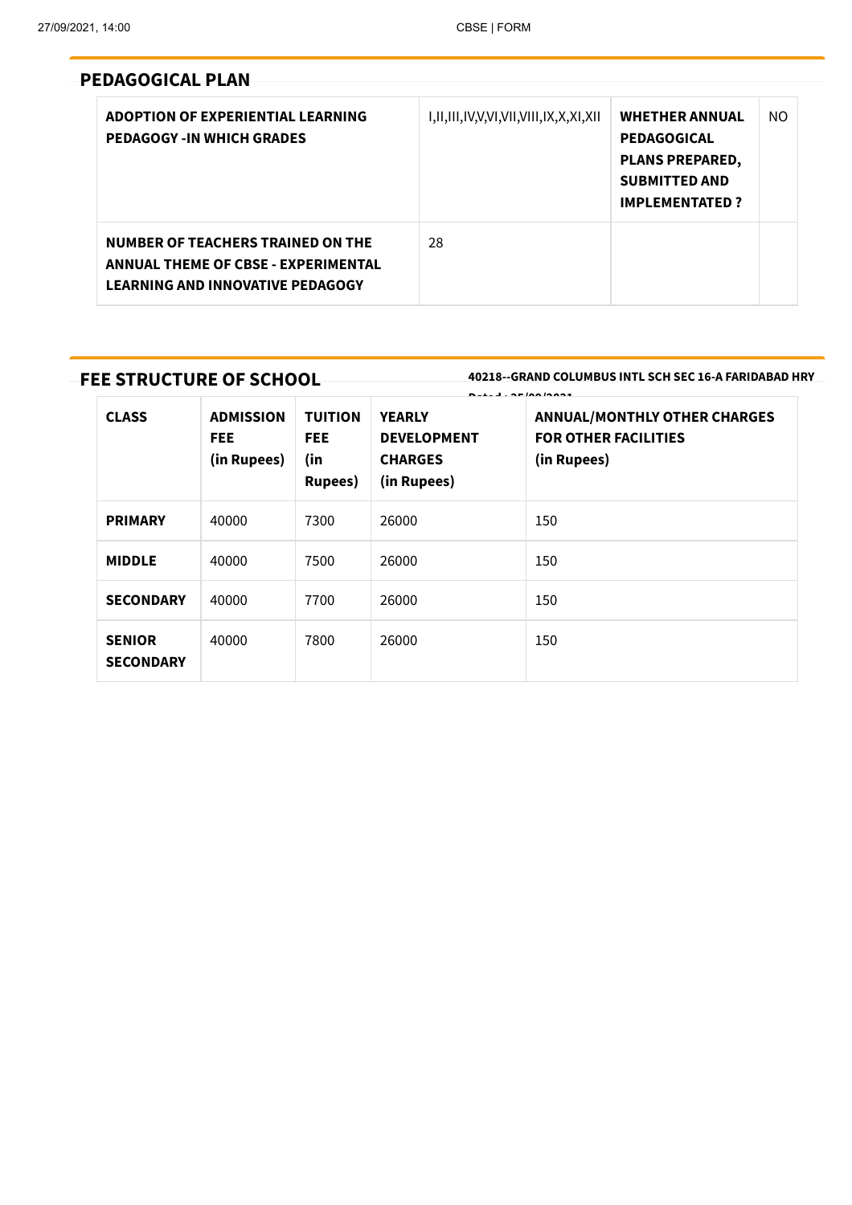## PEDAGOGICAL PLAN

| | | | |
|---|---|---|---|
| **ADOPTION OF EXPERIENTIAL LEARNING PEDAGOGY -IN WHICH GRADES** | I,II,III,IV,V,VI,VII,VIII,IX,X,XI,XII | **WHETHER ANNUAL PEDAGOGICAL PLANS PREPARED, SUBMITTED AND IMPLEMENTATED ?** | NO |
| **NUMBER OF TEACHERS TRAINED ON THE ANNUAL THEME OF CBSE - EXPERIMENTAL LEARNING AND INNOVATIVE PEDAGOGY** | 28 | | |

## FEE STRUCTURE OF SCHOOL

**40218--GRAND COLUMBUS INTL SCH SEC 16-A FARIDABAD HRY**

**Dated : 25/09/2021**

| CLASS | ADMISSION FEE (in Rupees) | TUITION FEE (in Rupees) | YEARLY DEVELOPMENT CHARGES (in Rupees) | ANNUAL/MONTHLY OTHER CHARGES FOR OTHER FACILITIES (in Rupees) |
|---|---|---|---|---|
| **PRIMARY** | 40000 | 7300 | 26000 | 150 |
| **MIDDLE** | 40000 | 7500 | 26000 | 150 |
| **SECONDARY** | 40000 | 7700 | 26000 | 150 |
| **SENIOR SECONDARY** | 40000 | 7800 | 26000 | 150 |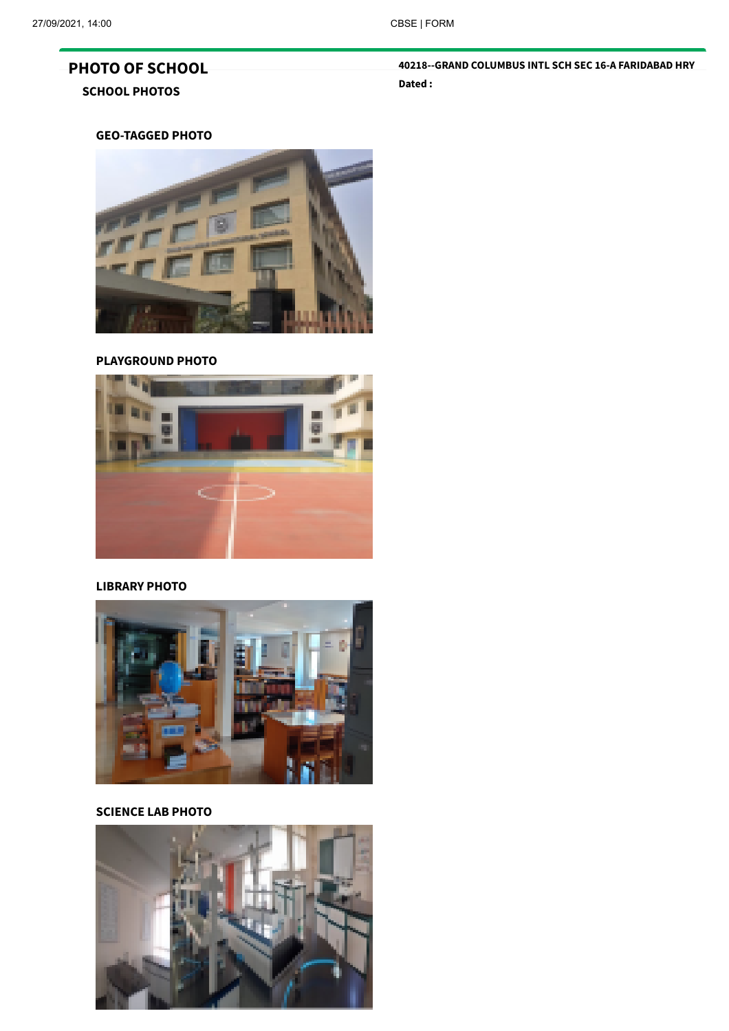## PHOTO OF SCHOOL

**40218--GRAND COLUMBUS INTL SCH SEC 16-A FARIDABAD HRY**

**Dated :**

### SCHOOL PHOTOS

**GEO-TAGGED PHOTO**

**PLAYGROUND PHOTO**

**LIBRARY PHOTO**

**SCIENCE LAB PHOTO**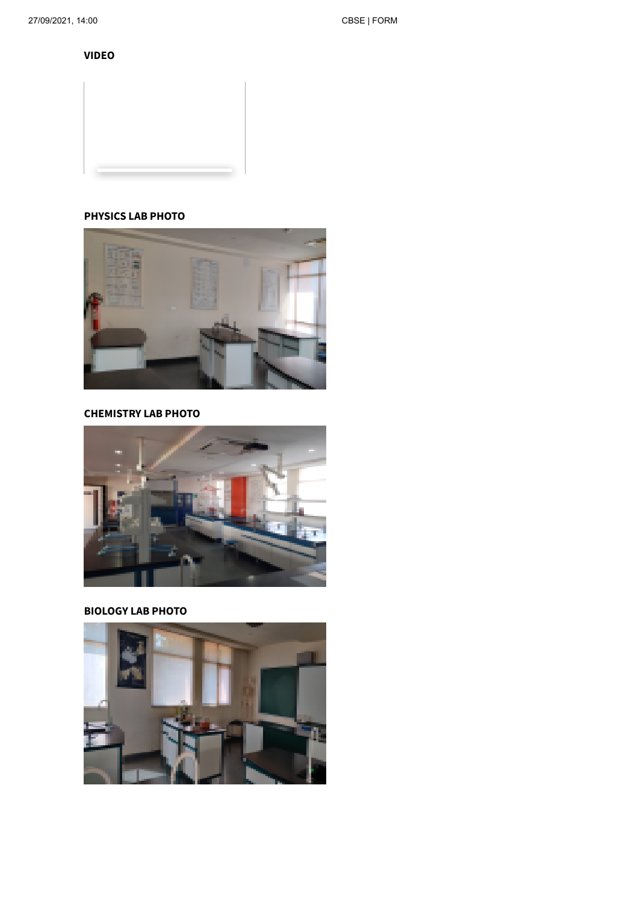**VIDEO**

**PHYSICS LAB PHOTO**

**CHEMISTRY LAB PHOTO**

**BIOLOGY LAB PHOTO**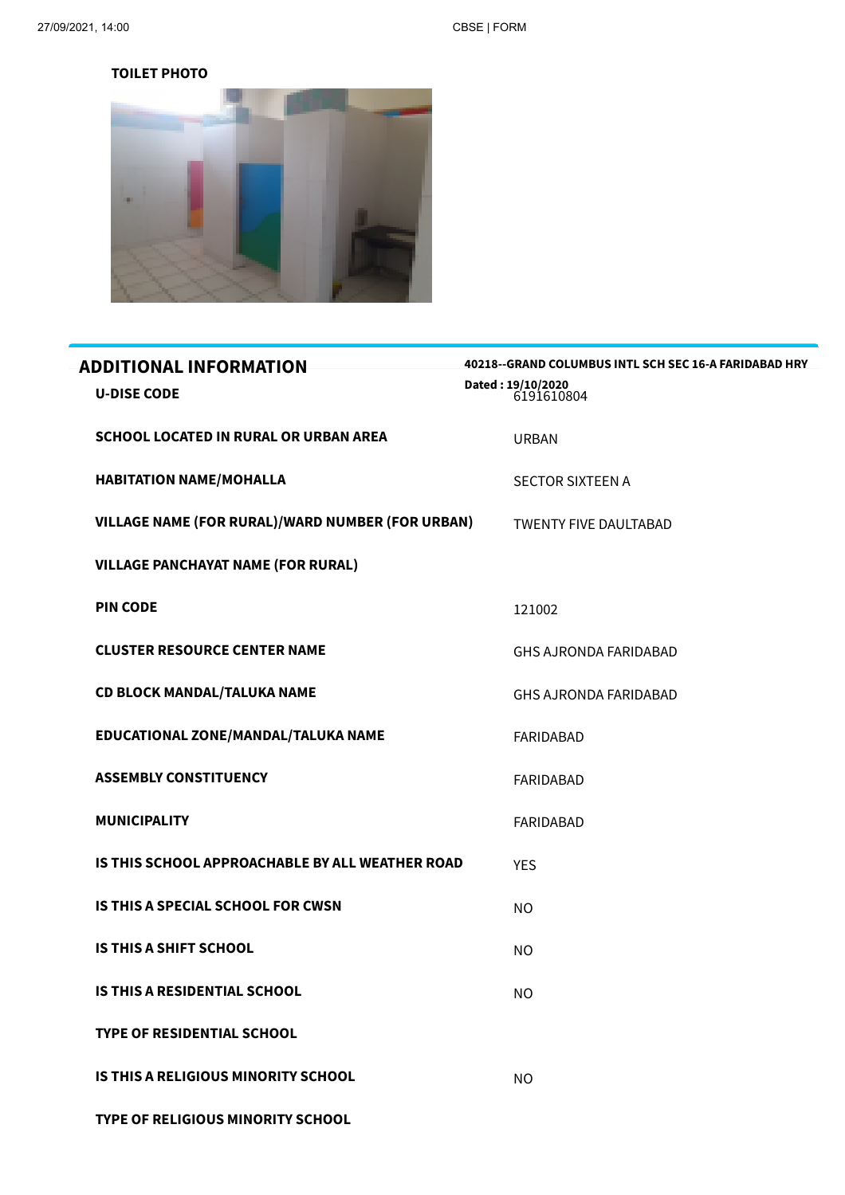**TOILET PHOTO**

## ADDITIONAL INFORMATION

**40218--GRAND COLUMBUS INTL SCH SEC 16-A FARIDABAD HRY**

**Dated : 19/10/2020**

| | |
|---|---|
| **U-DISE CODE** | 6191610804 |
| **SCHOOL LOCATED IN RURAL OR URBAN AREA** | URBAN |
| **HABITATION NAME/MOHALLA** | SECTOR SIXTEEN A |
| **VILLAGE NAME (FOR RURAL)/WARD NUMBER (FOR URBAN)** | TWENTY FIVE DAULTABAD |
| **VILLAGE PANCHAYAT NAME (FOR RURAL)** | |
| **PIN CODE** | 121002 |
| **CLUSTER RESOURCE CENTER NAME** | GHS AJRONDA FARIDABAD |
| **CD BLOCK MANDAL/TALUKA NAME** | GHS AJRONDA FARIDABAD |
| **EDUCATIONAL ZONE/MANDAL/TALUKA NAME** | FARIDABAD |
| **ASSEMBLY CONSTITUENCY** | FARIDABAD |
| **MUNICIPALITY** | FARIDABAD |
| **IS THIS SCHOOL APPROACHABLE BY ALL WEATHER ROAD** | YES |
| **IS THIS A SPECIAL SCHOOL FOR CWSN** | NO |
| **IS THIS A SHIFT SCHOOL** | NO |
| **IS THIS A RESIDENTIAL SCHOOL** | NO |
| **TYPE OF RESIDENTIAL SCHOOL** | |
| **IS THIS A RELIGIOUS MINORITY SCHOOL** | NO |
| **TYPE OF RELIGIOUS MINORITY SCHOOL** | |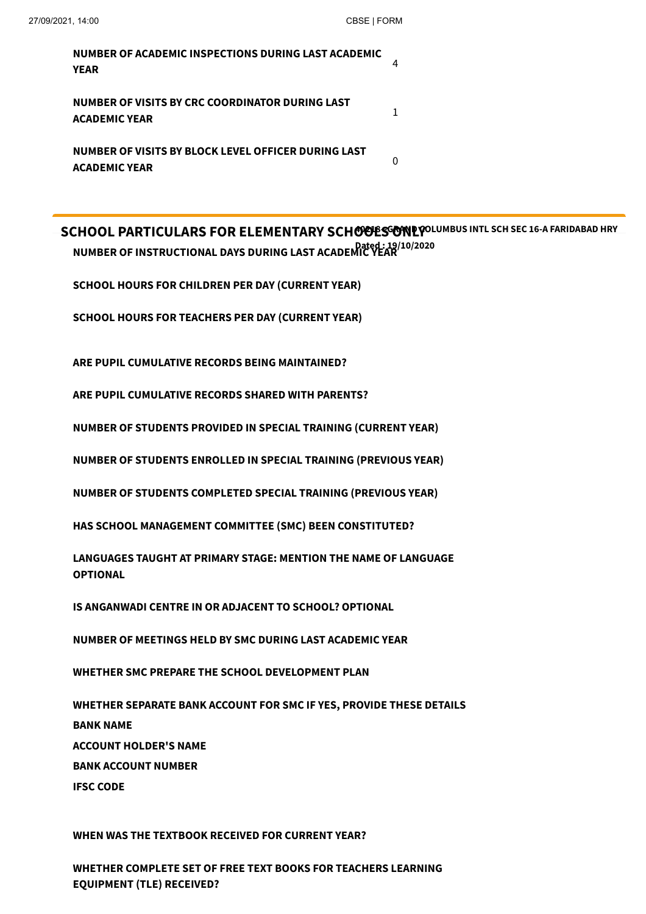| | |
|---|---|
| **NUMBER OF ACADEMIC INSPECTIONS DURING LAST ACADEMIC YEAR** | 4 |
| **NUMBER OF VISITS BY CRC COORDINATOR DURING LAST ACADEMIC YEAR** | 1 |
| **NUMBER OF VISITS BY BLOCK LEVEL OFFICER DURING LAST ACADEMIC YEAR** | 0 |

## SCHOOL PARTICULARS FOR ELEMENTARY SCHOOLS ONLY

**60218-GRAND COLUMBUS INTL SCH SEC 16-A FARIDABAD HRY**
**Dated : 19/10/2020**

**NUMBER OF INSTRUCTIONAL DAYS DURING LAST ACADEMIC YEAR**

**SCHOOL HOURS FOR CHILDREN PER DAY (CURRENT YEAR)**

**SCHOOL HOURS FOR TEACHERS PER DAY (CURRENT YEAR)**

**ARE PUPIL CUMULATIVE RECORDS BEING MAINTAINED?**

**ARE PUPIL CUMULATIVE RECORDS SHARED WITH PARENTS?**

**NUMBER OF STUDENTS PROVIDED IN SPECIAL TRAINING (CURRENT YEAR)**

**NUMBER OF STUDENTS ENROLLED IN SPECIAL TRAINING (PREVIOUS YEAR)**

**NUMBER OF STUDENTS COMPLETED SPECIAL TRAINING (PREVIOUS YEAR)**

**HAS SCHOOL MANAGEMENT COMMITTEE (SMC) BEEN CONSTITUTED?**

**LANGUAGES TAUGHT AT PRIMARY STAGE: MENTION THE NAME OF LANGUAGE OPTIONAL**

**IS ANGANWADI CENTRE IN OR ADJACENT TO SCHOOL? OPTIONAL**

**NUMBER OF MEETINGS HELD BY SMC DURING LAST ACADEMIC YEAR**

**WHETHER SMC PREPARE THE SCHOOL DEVELOPMENT PLAN**

**WHETHER SEPARATE BANK ACCOUNT FOR SMC IF YES, PROVIDE THESE DETAILS**

**BANK NAME**

**ACCOUNT HOLDER'S NAME**

**BANK ACCOUNT NUMBER**

**IFSC CODE**

**WHEN WAS THE TEXTBOOK RECEIVED FOR CURRENT YEAR?**

**WHETHER COMPLETE SET OF FREE TEXT BOOKS FOR TEACHERS LEARNING EQUIPMENT (TLE) RECEIVED?**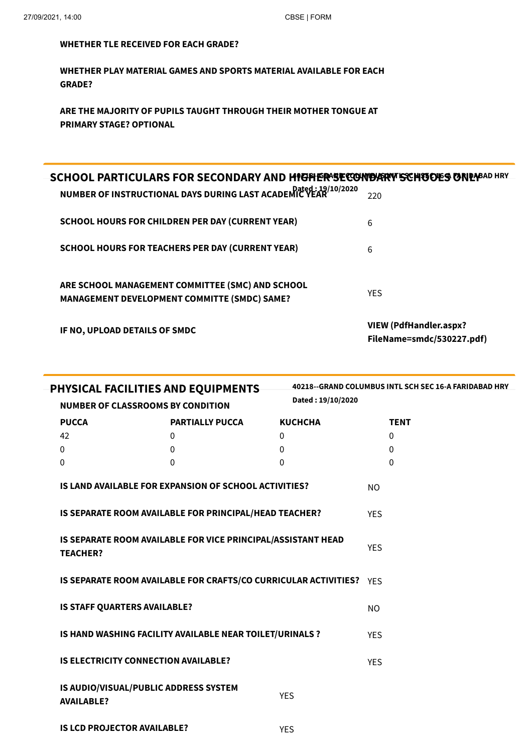**WHETHER TLE RECEIVED FOR EACH GRADE?**

**WHETHER PLAY MATERIAL GAMES AND SPORTS MATERIAL AVAILABLE FOR EACH GRADE?**

**ARE THE MAJORITY OF PUPILS TAUGHT THROUGH THEIR MOTHER TONGUE AT PRIMARY STAGE? OPTIONAL**

## SCHOOL PARTICULARS FOR SECONDARY AND HIGHER SECONDARY SCHOOLS ONLY

**40218--GRAND COLUMBUS INTL SCH SEC 16-A FARIDABAD HRY**
**Dated : 19/10/2020**

| | |
|---|---|
| **NUMBER OF INSTRUCTIONAL DAYS DURING LAST ACADEMIC YEAR** | 220 |
| **SCHOOL HOURS FOR CHILDREN PER DAY (CURRENT YEAR)** | 6 |
| **SCHOOL HOURS FOR TEACHERS PER DAY (CURRENT YEAR)** | 6 |
| **ARE SCHOOL MANAGEMENT COMMITTEE (SMC) AND SCHOOL MANAGEMENT DEVELOPMENT COMMITTE (SMDC) SAME?** | YES |
| **IF NO, UPLOAD DETAILS OF SMDC** | **VIEW (PdfHandler.aspx?FileName=smdc/530227.pdf)** |

## PHYSICAL FACILITIES AND EQUIPMENTS

**40218--GRAND COLUMBUS INTL SCH SEC 16-A FARIDABAD HRY**
**Dated : 19/10/2020**

**NUMBER OF CLASSROOMS BY CONDITION**

| PUCCA | PARTIALLY PUCCA | KUCHCHA | TENT |
|---|---|---|---|
| 42 | 0 | 0 | 0 |
| 0 | 0 | 0 | 0 |
| 0 | 0 | 0 | 0 |

| | |
|---|---|
| **IS LAND AVAILABLE FOR EXPANSION OF SCHOOL ACTIVITIES?** | NO |
| **IS SEPARATE ROOM AVAILABLE FOR PRINCIPAL/HEAD TEACHER?** | YES |
| **IS SEPARATE ROOM AVAILABLE FOR VICE PRINCIPAL/ASSISTANT HEAD TEACHER?** | YES |
| **IS SEPARATE ROOM AVAILABLE FOR CRAFTS/CO CURRICULAR ACTIVITIES?** | YES |
| **IS STAFF QUARTERS AVAILABLE?** | NO |
| **IS HAND WASHING FACILITY AVAILABLE NEAR TOILET/URINALS ?** | YES |
| **IS ELECTRICITY CONNECTION AVAILABLE?** | YES |
| **IS AUDIO/VISUAL/PUBLIC ADDRESS SYSTEM AVAILABLE?** | YES |
| **IS LCD PROJECTOR AVAILABLE?** | YES |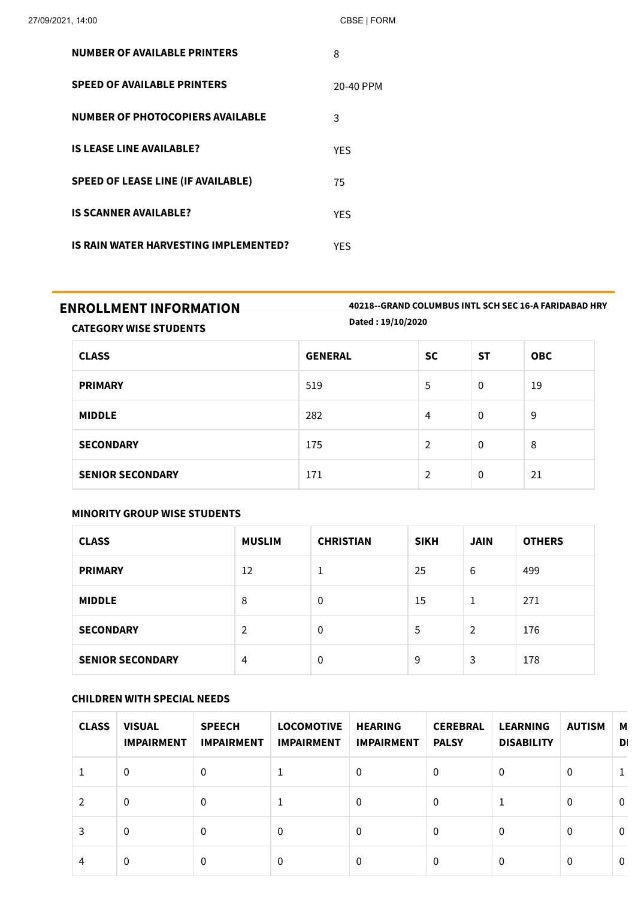| | |
|---|---|
| **NUMBER OF AVAILABLE PRINTERS** | 8 |
| **SPEED OF AVAILABLE PRINTERS** | 20-40 PPM |
| **NUMBER OF PHOTOCOPIERS AVAILABLE** | 3 |
| **IS LEASE LINE AVAILABLE?** | YES |
| **SPEED OF LEASE LINE (IF AVAILABLE)** | 75 |
| **IS SCANNER AVAILABLE?** | YES |
| **IS RAIN WATER HARVESTING IMPLEMENTED?** | YES |

## ENROLLMENT INFORMATION

**40218--GRAND COLUMBUS INTL SCH SEC 16-A FARIDABAD HRY**
**Dated : 19/10/2020**

### CATEGORY WISE STUDENTS

| CLASS | GENERAL | SC | ST | OBC |
|---|---|---|---|---|
| **PRIMARY** | 519 | 5 | 0 | 19 |
| **MIDDLE** | 282 | 4 | 0 | 9 |
| **SECONDARY** | 175 | 2 | 0 | 8 |
| **SENIOR SECONDARY** | 171 | 2 | 0 | 21 |

### MINORITY GROUP WISE STUDENTS

| CLASS | MUSLIM | CHRISTIAN | SIKH | JAIN | OTHERS |
|---|---|---|---|---|---|
| **PRIMARY** | 12 | 1 | 25 | 6 | 499 |
| **MIDDLE** | 8 | 0 | 15 | 1 | 271 |
| **SECONDARY** | 2 | 0 | 5 | 2 | 176 |
| **SENIOR SECONDARY** | 4 | 0 | 9 | 3 | 178 |

### CHILDREN WITH SPECIAL NEEDS

| CLASS | VISUAL IMPAIRMENT | SPEECH IMPAIRMENT | LOCOMOTIVE IMPAIRMENT | HEARING IMPAIRMENT | CEREBRAL PALSY | LEARNING DISABILITY | AUTISM | M DI |
|---|---|---|---|---|---|---|---|---|
| 1 | 0 | 0 | 1 | 0 | 0 | 0 | 0 | 1 |
| 2 | 0 | 0 | 1 | 0 | 0 | 1 | 0 | 0 |
| 3 | 0 | 0 | 0 | 0 | 0 | 0 | 0 | 0 |
| 4 | 0 | 0 | 0 | 0 | 0 | 0 | 0 | 0 |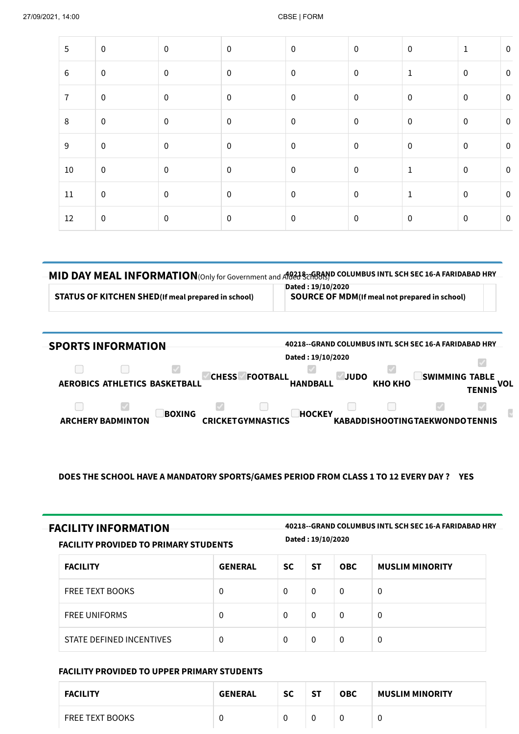| 5 | 0 | 0 | 0 | 0 | 0 | 0 | 1 | 0 |
|---|---|---|---|---|---|---|---|---|
| 6 | 0 | 0 | 0 | 0 | 0 | 1 | 0 | 0 |
| 7 | 0 | 0 | 0 | 0 | 0 | 0 | 0 | 0 |
| 8 | 0 | 0 | 0 | 0 | 0 | 0 | 0 | 0 |
| 9 | 0 | 0 | 0 | 0 | 0 | 0 | 0 | 0 |
| 10 | 0 | 0 | 0 | 0 | 0 | 1 | 0 | 0 |
| 11 | 0 | 0 | 0 | 0 | 0 | 1 | 0 | 0 |
| 12 | 0 | 0 | 0 | 0 | 0 | 0 | 0 | 0 |

## MID DAY MEAL INFORMATION (Only for Government and Aided Schools)

**40218--GRAND COLUMBUS INTL SCH SEC 16-A FARIDABAD HRY**
**Dated : 19/10/2020**

| STATUS OF KITCHEN SHED(If meal prepared in school) | | SOURCE OF MDM(If meal not prepared in school) | |
|---|---|---|---|

## SPORTS INFORMATION

**40218--GRAND COLUMBUS INTL SCH SEC 16-A FARIDABAD HRY**
**Dated : 19/10/2020**

- [ ] AEROBICS
- [ ] ATHLETICS
- [x] BASKETBALL
- [x] CHESS
- [x] FOOTBALL
- [x] HANDBALL
- [x] JUDO
- [x] KHO KHO
- [ ] SWIMMING
- [x] TABLE TENNIS
- VOL
- [ ] ARCHERY
- [x] BADMINTON
- [ ] BOXING
- [x] CRICKET
- [ ] GYMNASTICS
- [ ] HOCKEY
- [ ] KABADDI
- [ ] SHOOTING
- [x] TAEKWONDO
- [x] TENNIS

**DOES THE SCHOOL HAVE A MANDATORY SPORTS/GAMES PERIOD FROM CLASS 1 TO 12 EVERY DAY ? YES**

## FACILITY INFORMATION

**40218--GRAND COLUMBUS INTL SCH SEC 16-A FARIDABAD HRY**
**Dated : 19/10/2020**

### FACILITY PROVIDED TO PRIMARY STUDENTS

| FACILITY | GENERAL | SC | ST | OBC | MUSLIM MINORITY |
|---|---|---|---|---|---|
| FREE TEXT BOOKS | 0 | 0 | 0 | 0 | 0 |
| FREE UNIFORMS | 0 | 0 | 0 | 0 | 0 |
| STATE DEFINED INCENTIVES | 0 | 0 | 0 | 0 | 0 |

### FACILITY PROVIDED TO UPPER PRIMARY STUDENTS

| FACILITY | GENERAL | SC | ST | OBC | MUSLIM MINORITY |
|---|---|---|---|---|---|
| FREE TEXT BOOKS | 0 | 0 | 0 | 0 | 0 |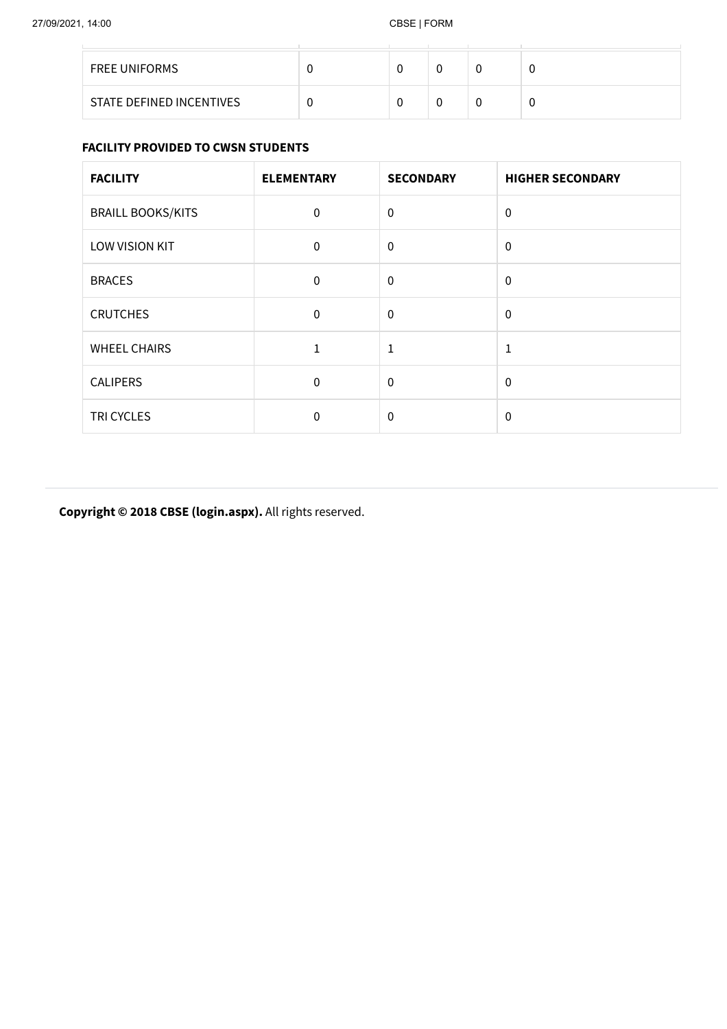| | | | | | |
|---|---|---|---|---|---|
| FREE UNIFORMS | 0 | 0 | 0 | 0 | 0 |
| STATE DEFINED INCENTIVES | 0 | 0 | 0 | 0 | 0 |

**FACILITY PROVIDED TO CWSN STUDENTS**

| FACILITY | ELEMENTARY | SECONDARY | HIGHER SECONDARY |
|---|---|---|---|
| BRAILL BOOKS/KITS | 0 | 0 | 0 |
| LOW VISION KIT | 0 | 0 | 0 |
| BRACES | 0 | 0 | 0 |
| CRUTCHES | 0 | 0 | 0 |
| WHEEL CHAIRS | 1 | 1 | 1 |
| CALIPERS | 0 | 0 | 0 |
| TRI CYCLES | 0 | 0 | 0 |

**Copyright © 2018 CBSE (login.aspx).** All rights reserved.